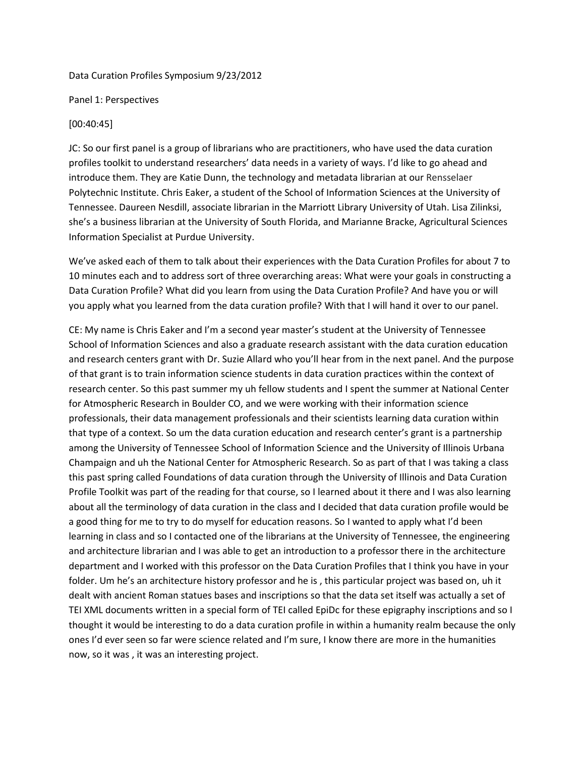Data Curation Profiles Symposium 9/23/2012

Panel 1: Perspectives

[00:40:45]

JC: So our first panel is a group of librarians who are practitioners, who have used the data curation profiles toolkit to understand researchers' data needs in a variety of ways. I'd like to go ahead and introduce them. They are Katie Dunn, the technology and metadata librarian at our Rensselaer Polytechnic Institute. Chris Eaker, a student of the School of Information Sciences at the University of Tennessee. Daureen Nesdill, associate librarian in the Marriott Library University of Utah. Lisa Zilinksi, she's a business librarian at the University of South Florida, and Marianne Bracke, Agricultural Sciences Information Specialist at Purdue University.

We've asked each of them to talk about their experiences with the Data Curation Profiles for about 7 to 10 minutes each and to address sort of three overarching areas: What were your goals in constructing a Data Curation Profile? What did you learn from using the Data Curation Profile? And have you or will you apply what you learned from the data curation profile? With that I will hand it over to our panel.

CE: My name is Chris Eaker and I'm a second year master's student at the University of Tennessee School of Information Sciences and also a graduate research assistant with the data curation education and research centers grant with Dr. Suzie Allard who you'll hear from in the next panel. And the purpose of that grant is to train information science students in data curation practices within the context of research center. So this past summer my uh fellow students and I spent the summer at National Center for Atmospheric Research in Boulder CO, and we were working with their information science professionals, their data management professionals and their scientists learning data curation within that type of a context. So um the data curation education and research center's grant is a partnership among the University of Tennessee School of Information Science and the University of Illinois Urbana Champaign and uh the National Center for Atmospheric Research. So as part of that I was taking a class this past spring called Foundations of data curation through the University of Illinois and Data Curation Profile Toolkit was part of the reading for that course, so I learned about it there and I was also learning about all the terminology of data curation in the class and I decided that data curation profile would be a good thing for me to try to do myself for education reasons. So I wanted to apply what I'd been learning in class and so I contacted one of the librarians at the University of Tennessee, the engineering and architecture librarian and I was able to get an introduction to a professor there in the architecture department and I worked with this professor on the Data Curation Profiles that I think you have in your folder. Um he's an architecture history professor and he is , this particular project was based on, uh it dealt with ancient Roman statues bases and inscriptions so that the data set itself was actually a set of TEI XML documents written in a special form of TEI called EpiDc for these epigraphy inscriptions and so I thought it would be interesting to do a data curation profile in within a humanity realm because the only ones I'd ever seen so far were science related and I'm sure, I know there are more in the humanities now, so it was , it was an interesting project.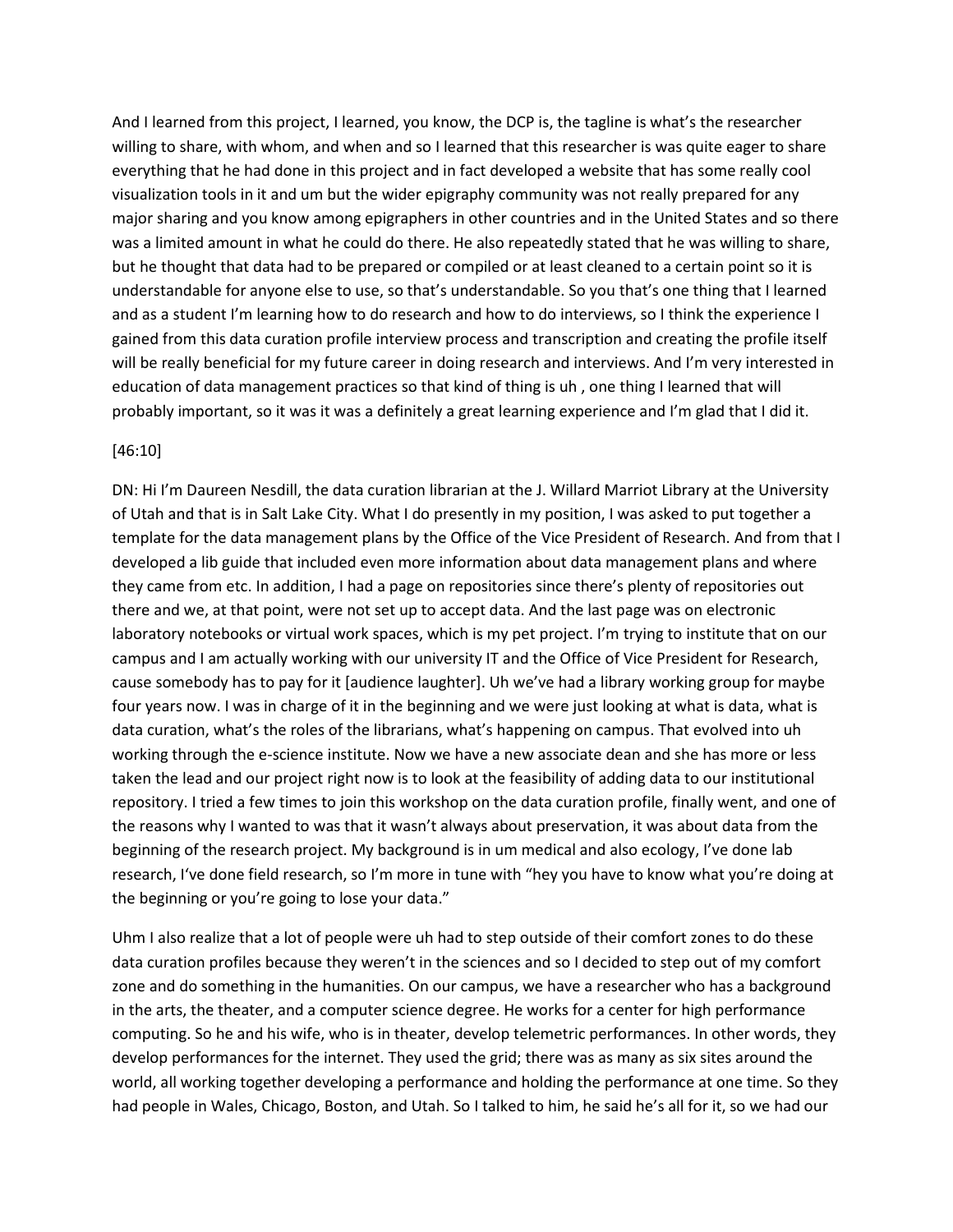And I learned from this project, I learned, you know, the DCP is, the tagline is what's the researcher willing to share, with whom, and when and so I learned that this researcher is was quite eager to share everything that he had done in this project and in fact developed a website that has some really cool visualization tools in it and um but the wider epigraphy community was not really prepared for any major sharing and you know among epigraphers in other countries and in the United States and so there was a limited amount in what he could do there. He also repeatedly stated that he was willing to share, but he thought that data had to be prepared or compiled or at least cleaned to a certain point so it is understandable for anyone else to use, so that's understandable. So you that's one thing that I learned and as a student I'm learning how to do research and how to do interviews, so I think the experience I gained from this data curation profile interview process and transcription and creating the profile itself will be really beneficial for my future career in doing research and interviews. And I'm very interested in education of data management practices so that kind of thing is uh , one thing I learned that will probably important, so it was it was a definitely a great learning experience and I'm glad that I did it.

[46:10]

DN: Hi I'm Daureen Nesdill, the data curation librarian at the J. Willard Marriot Library at the University of Utah and that is in Salt Lake City. What I do presently in my position, I was asked to put together a template for the data management plans by the Office of the Vice President of Research. And from that I developed a lib guide that included even more information about data management plans and where they came from etc. In addition, I had a page on repositories since there's plenty of repositories out there and we, at that point, were not set up to accept data. And the last page was on electronic laboratory notebooks or virtual work spaces, which is my pet project. I'm trying to institute that on our campus and I am actually working with our university IT and the Office of Vice President for Research, cause somebody has to pay for it [audience laughter]. Uh we've had a library working group for maybe four years now. I was in charge of it in the beginning and we were just looking at what is data, what is data curation, what's the roles of the librarians, what's happening on campus. That evolved into uh working through the e-science institute. Now we have a new associate dean and she has more or less taken the lead and our project right now is to look at the feasibility of adding data to our institutional repository. I tried a few times to join this workshop on the data curation profile, finally went, and one of the reasons why I wanted to was that it wasn't always about preservation, it was about data from the beginning of the research project. My background is in um medical and also ecology, I've done lab research, I've done field research, so I'm more in tune with "hey you have to know what you're doing at the beginning or you're going to lose your data."

Uhm I also realize that a lot of people were uh had to step outside of their comfort zones to do these data curation profiles because they weren't in the sciences and so I decided to step out of my comfort zone and do something in the humanities. On our campus, we have a researcher who has a background in the arts, the theater, and a computer science degree. He works for a center for high performance computing. So he and his wife, who is in theater, develop telemetric performances. In other words, they develop performances for the internet. They used the grid; there was as many as six sites around the world, all working together developing a performance and holding the performance at one time. So they had people in Wales, Chicago, Boston, and Utah. So I talked to him, he said he's all for it, so we had our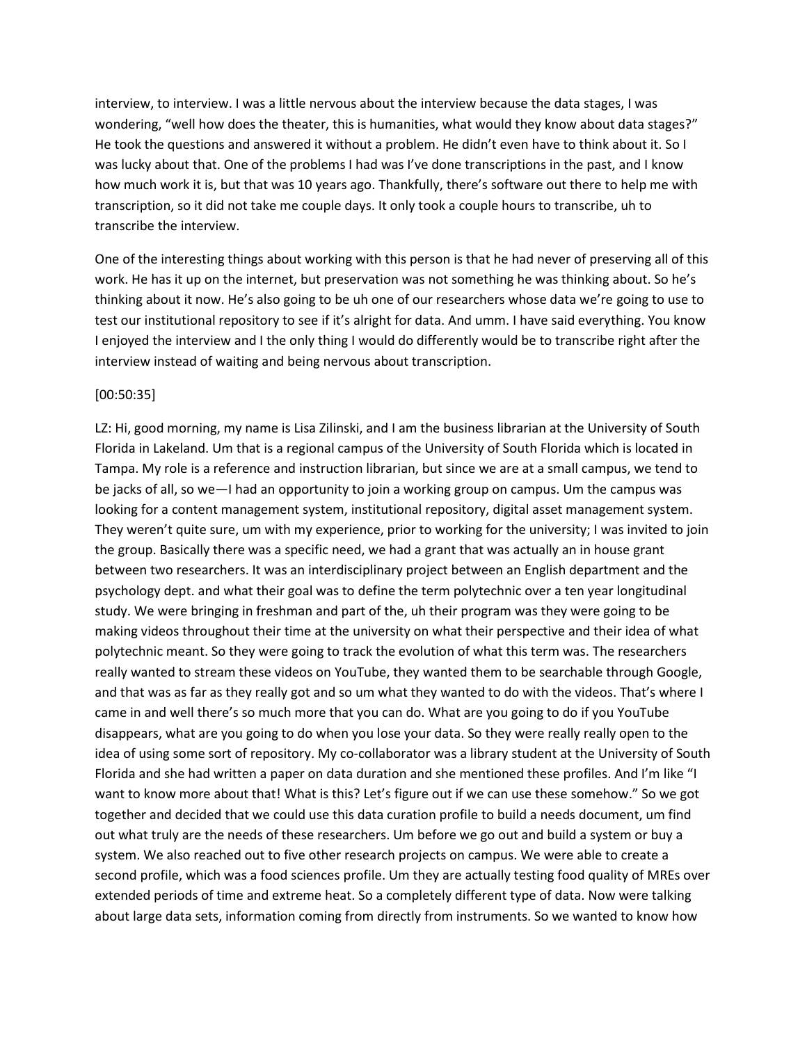interview, to interview. I was a little nervous about the interview because the data stages, I was wondering, "well how does the theater, this is humanities, what would they know about data stages?" He took the questions and answered it without a problem. He didn't even have to think about it. So I was lucky about that. One of the problems I had was I've done transcriptions in the past, and I know how much work it is, but that was 10 years ago. Thankfully, there's software out there to help me with transcription, so it did not take me couple days. It only took a couple hours to transcribe, uh to transcribe the interview.

One of the interesting things about working with this person is that he had never of preserving all of this work. He has it up on the internet, but preservation was not something he was thinking about. So he's thinking about it now. He's also going to be uh one of our researchers whose data we're going to use to test our institutional repository to see if it's alright for data. And umm. I have said everything. You know I enjoyed the interview and I the only thing I would do differently would be to transcribe right after the interview instead of waiting and being nervous about transcription.

[00:50:35]

LZ: Hi, good morning, my name is Lisa Zilinski, and I am the business librarian at the University of South Florida in Lakeland. Um that is a regional campus of the University of South Florida which is located in Tampa. My role is a reference and instruction librarian, but since we are at a small campus, we tend to be jacks of all, so we—I had an opportunity to join a working group on campus. Um the campus was looking for a content management system, institutional repository, digital asset management system. They weren't quite sure, um with my experience, prior to working for the university; I was invited to join the group. Basically there was a specific need, we had a grant that was actually an in house grant between two researchers. It was an interdisciplinary project between an English department and the psychology dept. and what their goal was to define the term polytechnic over a ten year longitudinal study. We were bringing in freshman and part of the, uh their program was they were going to be making videos throughout their time at the university on what their perspective and their idea of what polytechnic meant. So they were going to track the evolution of what this term was. The researchers really wanted to stream these videos on YouTube, they wanted them to be searchable through Google, and that was as far as they really got and so um what they wanted to do with the videos. That's where I came in and well there's so much more that you can do. What are you going to do if you YouTube disappears, what are you going to do when you lose your data. So they were really really open to the idea of using some sort of repository. My co-collaborator was a library student at the University of South Florida and she had written a paper on data duration and she mentioned these profiles. And I'm like "I want to know more about that! What is this? Let's figure out if we can use these somehow." So we got together and decided that we could use this data curation profile to build a needs document, um find out what truly are the needs of these researchers. Um before we go out and build a system or buy a system. We also reached out to five other research projects on campus. We were able to create a second profile, which was a food sciences profile. Um they are actually testing food quality of MREs over extended periods of time and extreme heat. So a completely different type of data. Now were talking about large data sets, information coming from directly from instruments. So we wanted to know how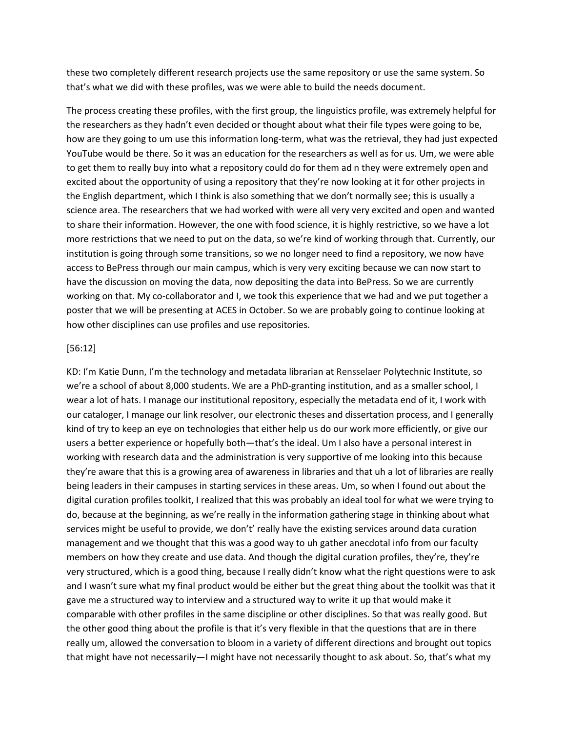these two completely different research projects use the same repository or use the same system. So that's what we did with these profiles, was we were able to build the needs document.

The process creating these profiles, with the first group, the linguistics profile, was extremely helpful for the researchers as they hadn't even decided or thought about what their file types were going to be, how are they going to um use this information long-term, what was the retrieval, they had just expected YouTube would be there. So it was an education for the researchers as well as for us. Um, we were able to get them to really buy into what a repository could do for them ad n they were extremely open and excited about the opportunity of using a repository that they're now looking at it for other projects in the English department, which I think is also something that we don't normally see; this is usually a science area. The researchers that we had worked with were all very very excited and open and wanted to share their information. However, the one with food science, it is highly restrictive, so we have a lot more restrictions that we need to put on the data, so we're kind of working through that. Currently, our institution is going through some transitions, so we no longer need to find a repository, we now have access to BePress through our main campus, which is very very exciting because we can now start to have the discussion on moving the data, now depositing the data into BePress. So we are currently working on that. My co-collaborator and I, we took this experience that we had and we put together a poster that we will be presenting at ACES in October. So we are probably going to continue looking at how other disciplines can use profiles and use repositories.

[56:12]

KD: I'm Katie Dunn, I'm the technology and metadata librarian at Rensselaer Polytechnic Institute, so we're a school of about 8,000 students. We are a PhD-granting institution, and as a smaller school, I wear a lot of hats. I manage our institutional repository, especially the metadata end of it, I work with our cataloger, I manage our link resolver, our electronic theses and dissertation process, and I generally kind of try to keep an eye on technologies that either help us do our work more efficiently, or give our users a better experience or hopefully both—that's the ideal. Um I also have a personal interest in working with research data and the administration is very supportive of me looking into this because they're aware that this is a growing area of awareness in libraries and that uh a lot of libraries are really being leaders in their campuses in starting services in these areas. Um, so when I found out about the digital curation profiles toolkit, I realized that this was probably an ideal tool for what we were trying to do, because at the beginning, as we're really in the information gathering stage in thinking about what services might be useful to provide, we don't' really have the existing services around data curation management and we thought that this was a good way to uh gather anecdotal info from our faculty members on how they create and use data. And though the digital curation profiles, they're, they're very structured, which is a good thing, because I really didn't know what the right questions were to ask and I wasn't sure what my final product would be either but the great thing about the toolkit was that it gave me a structured way to interview and a structured way to write it up that would make it comparable with other profiles in the same discipline or other disciplines. So that was really good. But the other good thing about the profile is that it's very flexible in that the questions that are in there really um, allowed the conversation to bloom in a variety of different directions and brought out topics that might have not necessarily—I might have not necessarily thought to ask about. So, that's what my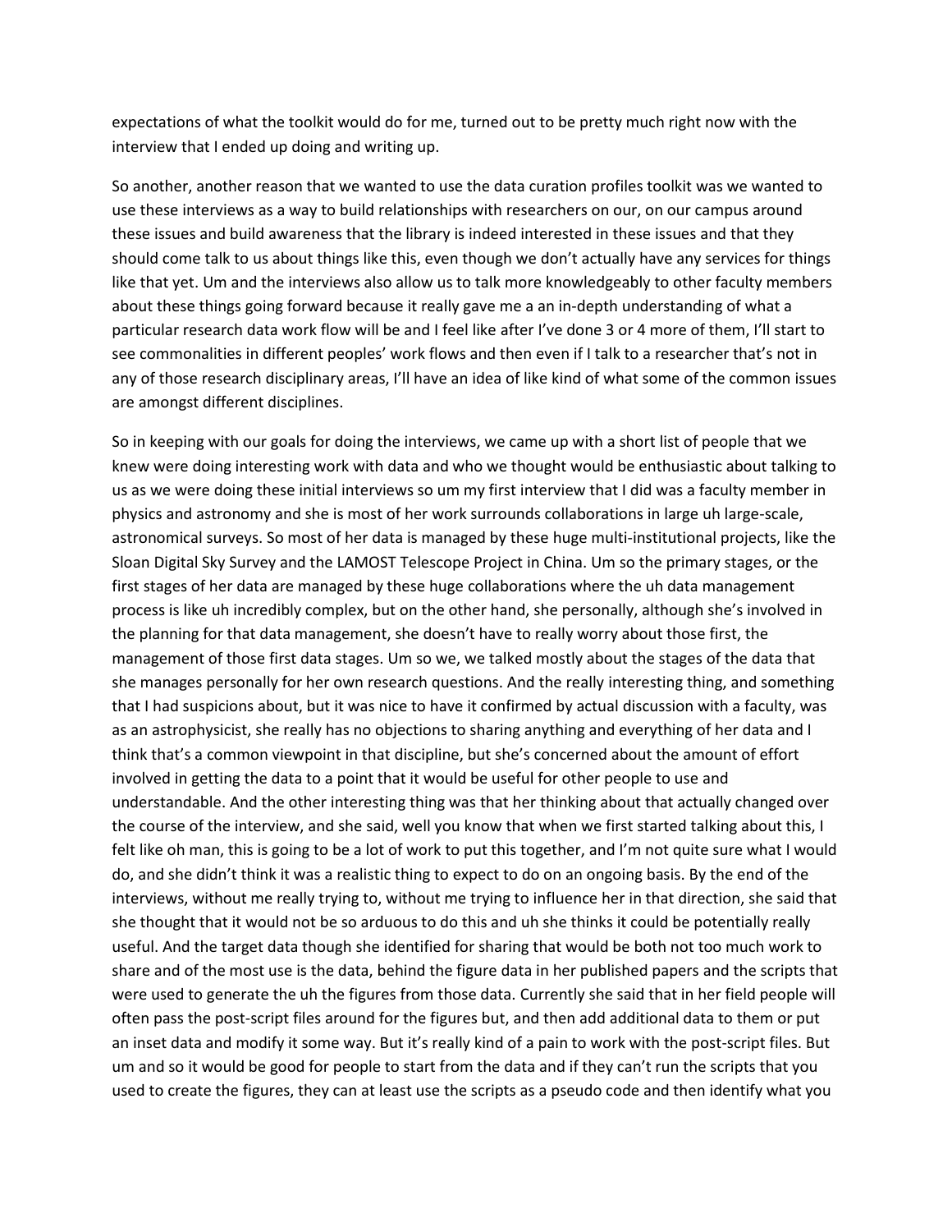expectations of what the toolkit would do for me, turned out to be pretty much right now with the interview that I ended up doing and writing up.

So another, another reason that we wanted to use the data curation profiles toolkit was we wanted to use these interviews as a way to build relationships with researchers on our, on our campus around these issues and build awareness that the library is indeed interested in these issues and that they should come talk to us about things like this, even though we don't actually have any services for things like that yet. Um and the interviews also allow us to talk more knowledgeably to other faculty members about these things going forward because it really gave me a an in-depth understanding of what a particular research data work flow will be and I feel like after I've done 3 or 4 more of them, I'll start to see commonalities in different peoples' work flows and then even if I talk to a researcher that's not in any of those research disciplinary areas, I'll have an idea of like kind of what some of the common issues are amongst different disciplines.

So in keeping with our goals for doing the interviews, we came up with a short list of people that we knew were doing interesting work with data and who we thought would be enthusiastic about talking to us as we were doing these initial interviews so um my first interview that I did was a faculty member in physics and astronomy and she is most of her work surrounds collaborations in large uh large-scale, astronomical surveys. So most of her data is managed by these huge multi-institutional projects, like the Sloan Digital Sky Survey and the LAMOST Telescope Project in China. Um so the primary stages, or the first stages of her data are managed by these huge collaborations where the uh data management process is like uh incredibly complex, but on the other hand, she personally, although she's involved in the planning for that data management, she doesn't have to really worry about those first, the management of those first data stages. Um so we, we talked mostly about the stages of the data that she manages personally for her own research questions. And the really interesting thing, and something that I had suspicions about, but it was nice to have it confirmed by actual discussion with a faculty, was as an astrophysicist, she really has no objections to sharing anything and everything of her data and I think that's a common viewpoint in that discipline, but she's concerned about the amount of effort involved in getting the data to a point that it would be useful for other people to use and understandable. And the other interesting thing was that her thinking about that actually changed over the course of the interview, and she said, well you know that when we first started talking about this, I felt like oh man, this is going to be a lot of work to put this together, and I'm not quite sure what I would do, and she didn't think it was a realistic thing to expect to do on an ongoing basis. By the end of the interviews, without me really trying to, without me trying to influence her in that direction, she said that she thought that it would not be so arduous to do this and uh she thinks it could be potentially really useful. And the target data though she identified for sharing that would be both not too much work to share and of the most use is the data, behind the figure data in her published papers and the scripts that were used to generate the uh the figures from those data. Currently she said that in her field people will often pass the post-script files around for the figures but, and then add additional data to them or put an inset data and modify it some way. But it's really kind of a pain to work with the post-script files. But um and so it would be good for people to start from the data and if they can't run the scripts that you used to create the figures, they can at least use the scripts as a pseudo code and then identify what you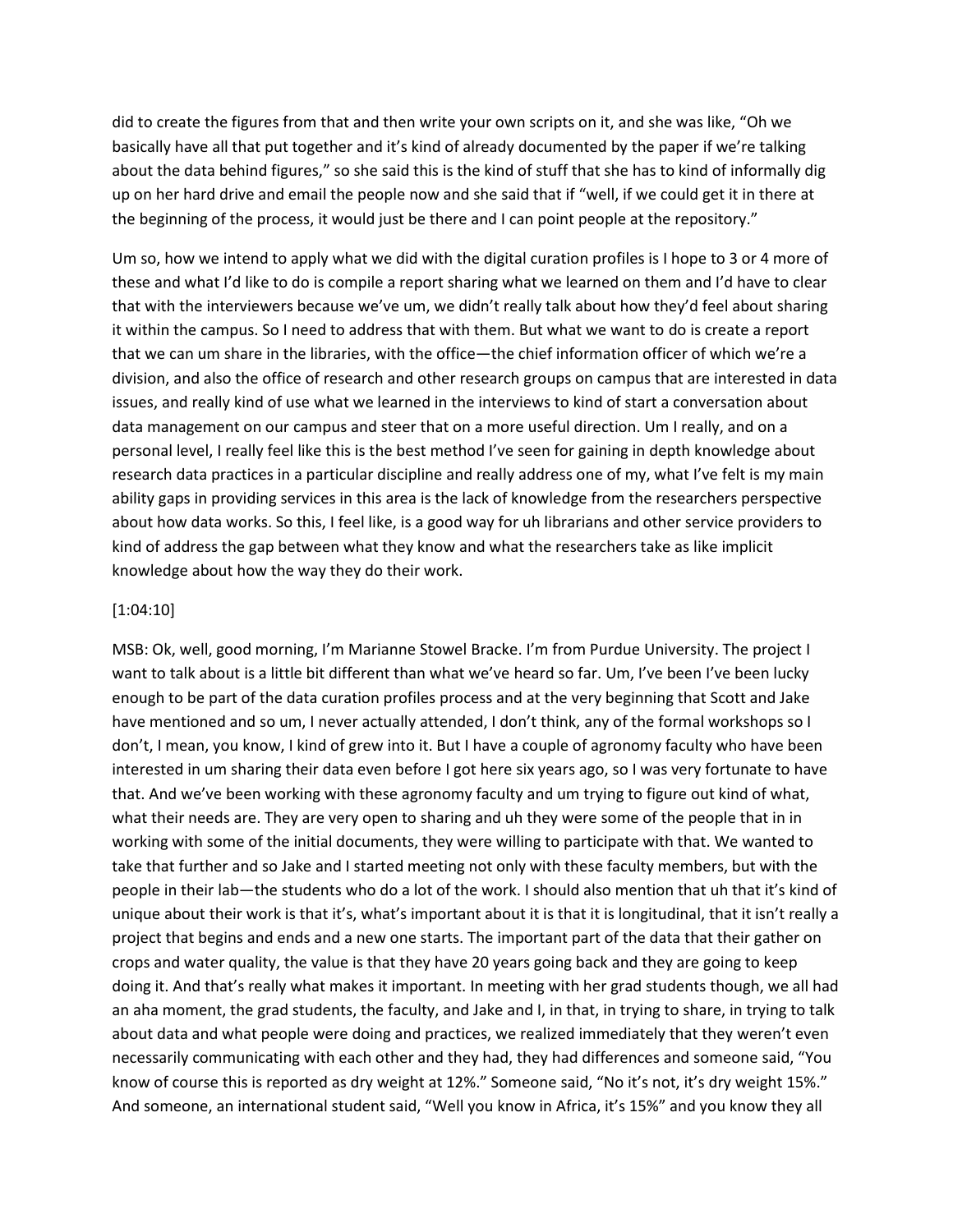did to create the figures from that and then write your own scripts on it, and she was like, "Oh we basically have all that put together and it's kind of already documented by the paper if we're talking about the data behind figures," so she said this is the kind of stuff that she has to kind of informally dig up on her hard drive and email the people now and she said that if "well, if we could get it in there at the beginning of the process, it would just be there and I can point people at the repository."

Um so, how we intend to apply what we did with the digital curation profiles is I hope to 3 or 4 more of these and what I'd like to do is compile a report sharing what we learned on them and I'd have to clear that with the interviewers because we've um, we didn't really talk about how they'd feel about sharing it within the campus. So I need to address that with them. But what we want to do is create a report that we can um share in the libraries, with the office—the chief information officer of which we're a division, and also the office of research and other research groups on campus that are interested in data issues, and really kind of use what we learned in the interviews to kind of start a conversation about data management on our campus and steer that on a more useful direction. Um I really, and on a personal level, I really feel like this is the best method I've seen for gaining in depth knowledge about research data practices in a particular discipline and really address one of my, what I've felt is my main ability gaps in providing services in this area is the lack of knowledge from the researchers perspective about how data works. So this, I feel like, is a good way for uh librarians and other service providers to kind of address the gap between what they know and what the researchers take as like implicit knowledge about how the way they do their work.

[1:04:10]

MSB: Ok, well, good morning, I'm Marianne Stowel Bracke. I'm from Purdue University. The project I want to talk about is a little bit different than what we've heard so far. Um, I've been I've been lucky enough to be part of the data curation profiles process and at the very beginning that Scott and Jake have mentioned and so um, I never actually attended, I don't think, any of the formal workshops so I don't, I mean, you know, I kind of grew into it. But I have a couple of agronomy faculty who have been interested in um sharing their data even before I got here six years ago, so I was very fortunate to have that. And we've been working with these agronomy faculty and um trying to figure out kind of what, what their needs are. They are very open to sharing and uh they were some of the people that in in working with some of the initial documents, they were willing to participate with that. We wanted to take that further and so Jake and I started meeting not only with these faculty members, but with the people in their lab—the students who do a lot of the work. I should also mention that uh that it's kind of unique about their work is that it's, what's important about it is that it is longitudinal, that it isn't really a project that begins and ends and a new one starts. The important part of the data that their gather on crops and water quality, the value is that they have 20 years going back and they are going to keep doing it. And that's really what makes it important. In meeting with her grad students though, we all had an aha moment, the grad students, the faculty, and Jake and I, in that, in trying to share, in trying to talk about data and what people were doing and practices, we realized immediately that they weren't even necessarily communicating with each other and they had, they had differences and someone said, "You know of course this is reported as dry weight at 12%." Someone said, "No it's not, it's dry weight 15%." And someone, an international student said, "Well you know in Africa, it's 15%" and you know they all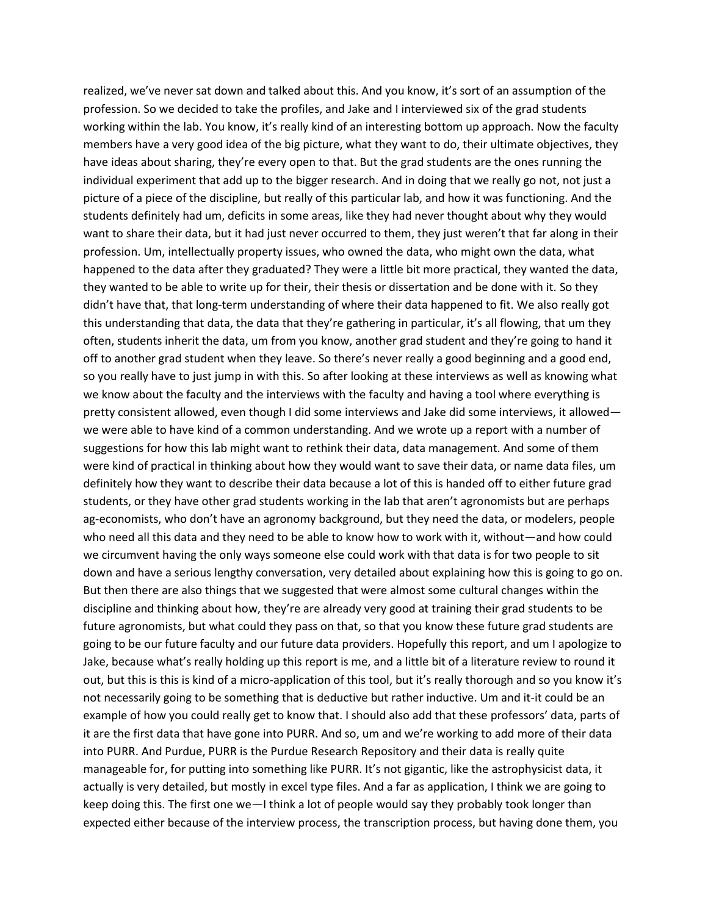realized, we've never sat down and talked about this. And you know, it's sort of an assumption of the profession. So we decided to take the profiles, and Jake and I interviewed six of the grad students working within the lab. You know, it's really kind of an interesting bottom up approach. Now the faculty members have a very good idea of the big picture, what they want to do, their ultimate objectives, they have ideas about sharing, they're every open to that. But the grad students are the ones running the individual experiment that add up to the bigger research. And in doing that we really go not, not just a picture of a piece of the discipline, but really of this particular lab, and how it was functioning. And the students definitely had um, deficits in some areas, like they had never thought about why they would want to share their data, but it had just never occurred to them, they just weren't that far along in their profession. Um, intellectually property issues, who owned the data, who might own the data, what happened to the data after they graduated? They were a little bit more practical, they wanted the data, they wanted to be able to write up for their, their thesis or dissertation and be done with it. So they didn't have that, that long-term understanding of where their data happened to fit. We also really got this understanding that data, the data that they're gathering in particular, it's all flowing, that um they often, students inherit the data, um from you know, another grad student and they're going to hand it off to another grad student when they leave. So there's never really a good beginning and a good end, so you really have to just jump in with this. So after looking at these interviews as well as knowing what we know about the faculty and the interviews with the faculty and having a tool where everything is pretty consistent allowed, even though I did some interviews and Jake did some interviews, it allowed—we were able to have kind of a common understanding. And we wrote up a report with a number of suggestions for how this lab might want to rethink their data, data management. And some of them were kind of practical in thinking about how they would want to save their data, or name data files, um definitely how they want to describe their data because a lot of this is handed off to either future grad students, or they have other grad students working in the lab that aren't agronomists but are perhaps ag-economists, who don't have an agronomy background, but they need the data, or modelers, people who need all this data and they need to be able to know how to work with it, without—and how could we circumvent having the only ways someone else could work with that data is for two people to sit down and have a serious lengthy conversation, very detailed about explaining how this is going to go on. But then there are also things that we suggested that were almost some cultural changes within the discipline and thinking about how, they're are already very good at training their grad students to be future agronomists, but what could they pass on that, so that you know these future grad students are going to be our future faculty and our future data providers. Hopefully this report, and um I apologize to Jake, because what's really holding up this report is me, and a little bit of a literature review to round it out, but this is this is kind of a micro-application of this tool, but it's really thorough and so you know it's not necessarily going to be something that is deductive but rather inductive. Um and it-it could be an example of how you could really get to know that. I should also add that these professors' data, parts of it are the first data that have gone into PURR. And so, um and we're working to add more of their data into PURR. And Purdue, PURR is the Purdue Research Repository and their data is really quite manageable for, for putting into something like PURR. It's not gigantic, like the astrophysicist data, it actually is very detailed, but mostly in excel type files. And a far as application, I think we are going to keep doing this. The first one we—I think a lot of people would say they probably took longer than expected either because of the interview process, the transcription process, but having done them, you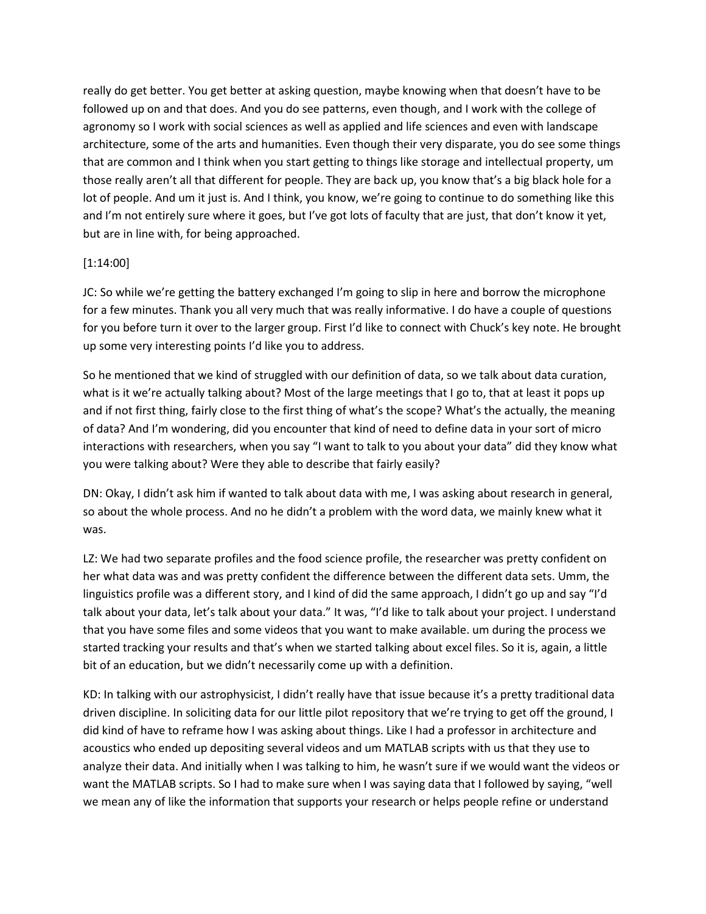really do get better. You get better at asking question, maybe knowing when that doesn't have to be followed up on and that does. And you do see patterns, even though, and I work with the college of agronomy so I work with social sciences as well as applied and life sciences and even with landscape architecture, some of the arts and humanities. Even though their very disparate, you do see some things that are common and I think when you start getting to things like storage and intellectual property, um those really aren't all that different for people. They are back up, you know that's a big black hole for a lot of people. And um it just is. And I think, you know, we're going to continue to do something like this and I'm not entirely sure where it goes, but I've got lots of faculty that are just, that don't know it yet, but are in line with, for being approached.

[1:14:00]

JC: So while we're getting the battery exchanged I'm going to slip in here and borrow the microphone for a few minutes. Thank you all very much that was really informative. I do have a couple of questions for you before turn it over to the larger group. First I'd like to connect with Chuck's key note. He brought up some very interesting points I'd like you to address.

So he mentioned that we kind of struggled with our definition of data, so we talk about data curation, what is it we're actually talking about? Most of the large meetings that I go to, that at least it pops up and if not first thing, fairly close to the first thing of what's the scope? What's the actually, the meaning of data? And I'm wondering, did you encounter that kind of need to define data in your sort of micro interactions with researchers, when you say "I want to talk to you about your data" did they know what you were talking about? Were they able to describe that fairly easily?

DN: Okay, I didn't ask him if wanted to talk about data with me, I was asking about research in general, so about the whole process. And no he didn't a problem with the word data, we mainly knew what it was.

LZ: We had two separate profiles and the food science profile, the researcher was pretty confident on her what data was and was pretty confident the difference between the different data sets. Umm, the linguistics profile was a different story, and I kind of did the same approach, I didn't go up and say "I'd talk about your data, let's talk about your data." It was, "I'd like to talk about your project. I understand that you have some files and some videos that you want to make available. um during the process we started tracking your results and that's when we started talking about excel files. So it is, again, a little bit of an education, but we didn't necessarily come up with a definition.

KD: In talking with our astrophysicist, I didn't really have that issue because it's a pretty traditional data driven discipline. In soliciting data for our little pilot repository that we're trying to get off the ground, I did kind of have to reframe how I was asking about things. Like I had a professor in architecture and acoustics who ended up depositing several videos and um MATLAB scripts with us that they use to analyze their data. And initially when I was talking to him, he wasn't sure if we would want the videos or want the MATLAB scripts. So I had to make sure when I was saying data that I followed by saying, "well we mean any of like the information that supports your research or helps people refine or understand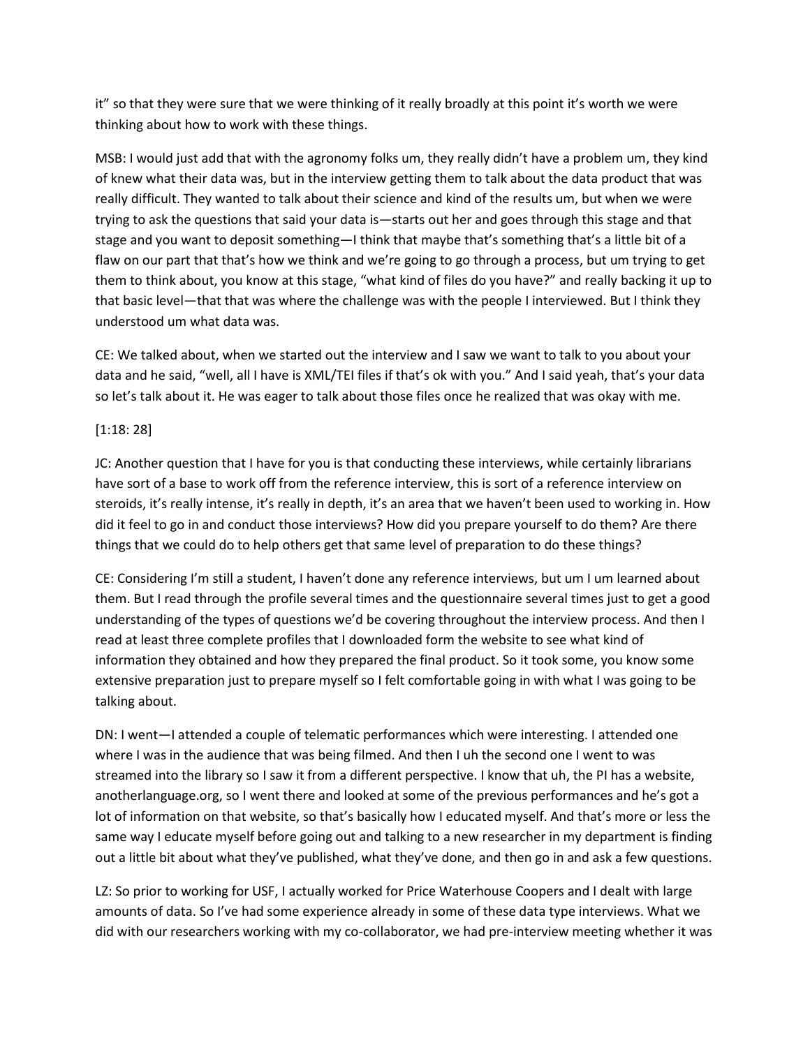it" so that they were sure that we were thinking of it really broadly at this point it's worth we were thinking about how to work with these things.

MSB: I would just add that with the agronomy folks um, they really didn't have a problem um, they kind of knew what their data was, but in the interview getting them to talk about the data product that was really difficult. They wanted to talk about their science and kind of the results um, but when we were trying to ask the questions that said your data is—starts out her and goes through this stage and that stage and you want to deposit something—I think that maybe that's something that's a little bit of a flaw on our part that that's how we think and we're going to go through a process, but um trying to get them to think about, you know at this stage, "what kind of files do you have?" and really backing it up to that basic level—that that was where the challenge was with the people I interviewed. But I think they understood um what data was.

CE: We talked about, when we started out the interview and I saw we want to talk to you about your data and he said, "well, all I have is XML/TEI files if that's ok with you." And I said yeah, that's your data so let's talk about it. He was eager to talk about those files once he realized that was okay with me.

[1:18: 28]

JC: Another question that I have for you is that conducting these interviews, while certainly librarians have sort of a base to work off from the reference interview, this is sort of a reference interview on steroids, it's really intense, it's really in depth, it's an area that we haven't been used to working in. How did it feel to go in and conduct those interviews? How did you prepare yourself to do them? Are there things that we could do to help others get that same level of preparation to do these things?

CE: Considering I'm still a student, I haven't done any reference interviews, but um I um learned about them. But I read through the profile several times and the questionnaire several times just to get a good understanding of the types of questions we'd be covering throughout the interview process. And then I read at least three complete profiles that I downloaded form the website to see what kind of information they obtained and how they prepared the final product. So it took some, you know some extensive preparation just to prepare myself so I felt comfortable going in with what I was going to be talking about.

DN: I went—I attended a couple of telematic performances which were interesting. I attended one where I was in the audience that was being filmed. And then I uh the second one I went to was streamed into the library so I saw it from a different perspective. I know that uh, the PI has a website, anotherlanguage.org, so I went there and looked at some of the previous performances and he's got a lot of information on that website, so that's basically how I educated myself. And that's more or less the same way I educate myself before going out and talking to a new researcher in my department is finding out a little bit about what they've published, what they've done, and then go in and ask a few questions.

LZ: So prior to working for USF, I actually worked for Price Waterhouse Coopers and I dealt with large amounts of data. So I've had some experience already in some of these data type interviews. What we did with our researchers working with my co-collaborator, we had pre-interview meeting whether it was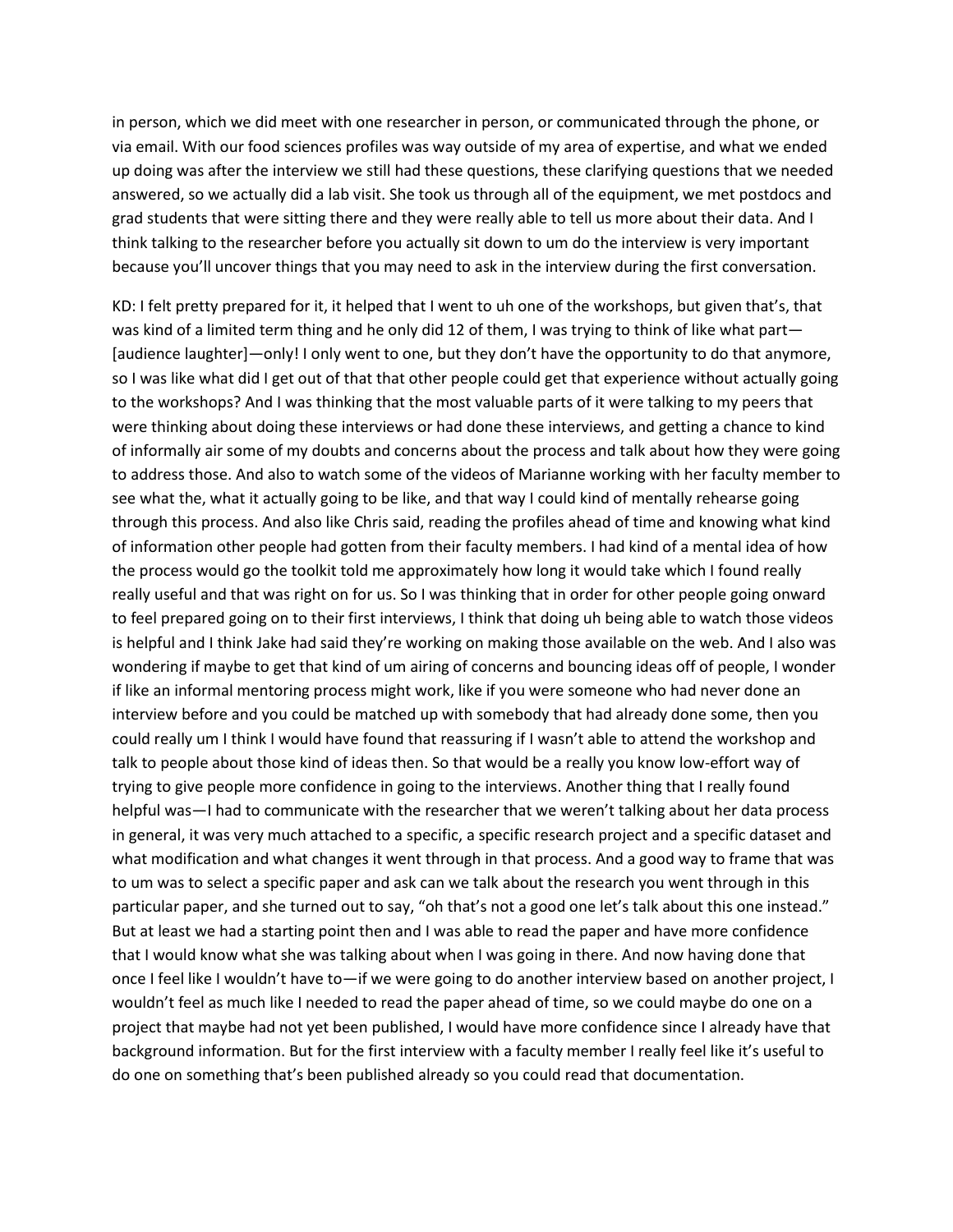in person, which we did meet with one researcher in person, or communicated through the phone, or via email. With our food sciences profiles was way outside of my area of expertise, and what we ended up doing was after the interview we still had these questions, these clarifying questions that we needed answered, so we actually did a lab visit. She took us through all of the equipment, we met postdocs and grad students that were sitting there and they were really able to tell us more about their data. And I think talking to the researcher before you actually sit down to um do the interview is very important because you'll uncover things that you may need to ask in the interview during the first conversation.

KD: I felt pretty prepared for it, it helped that I went to uh one of the workshops, but given that's, that was kind of a limited term thing and he only did 12 of them, I was trying to think of like what part—[audience laughter]—only! I only went to one, but they don't have the opportunity to do that anymore, so I was like what did I get out of that that other people could get that experience without actually going to the workshops? And I was thinking that the most valuable parts of it were talking to my peers that were thinking about doing these interviews or had done these interviews, and getting a chance to kind of informally air some of my doubts and concerns about the process and talk about how they were going to address those. And also to watch some of the videos of Marianne working with her faculty member to see what the, what it actually going to be like, and that way I could kind of mentally rehearse going through this process. And also like Chris said, reading the profiles ahead of time and knowing what kind of information other people had gotten from their faculty members. I had kind of a mental idea of how the process would go the toolkit told me approximately how long it would take which I found really really useful and that was right on for us. So I was thinking that in order for other people going onward to feel prepared going on to their first interviews, I think that doing uh being able to watch those videos is helpful and I think Jake had said they're working on making those available on the web. And I also was wondering if maybe to get that kind of um airing of concerns and bouncing ideas off of people, I wonder if like an informal mentoring process might work, like if you were someone who had never done an interview before and you could be matched up with somebody that had already done some, then you could really um I think I would have found that reassuring if I wasn't able to attend the workshop and talk to people about those kind of ideas then. So that would be a really you know low-effort way of trying to give people more confidence in going to the interviews. Another thing that I really found helpful was—I had to communicate with the researcher that we weren't talking about her data process in general, it was very much attached to a specific, a specific research project and a specific dataset and what modification and what changes it went through in that process. And a good way to frame that was to um was to select a specific paper and ask can we talk about the research you went through in this particular paper, and she turned out to say, "oh that's not a good one let's talk about this one instead." But at least we had a starting point then and I was able to read the paper and have more confidence that I would know what she was talking about when I was going in there. And now having done that once I feel like I wouldn't have to—if we were going to do another interview based on another project, I wouldn't feel as much like I needed to read the paper ahead of time, so we could maybe do one on a project that maybe had not yet been published, I would have more confidence since I already have that background information. But for the first interview with a faculty member I really feel like it's useful to do one on something that's been published already so you could read that documentation.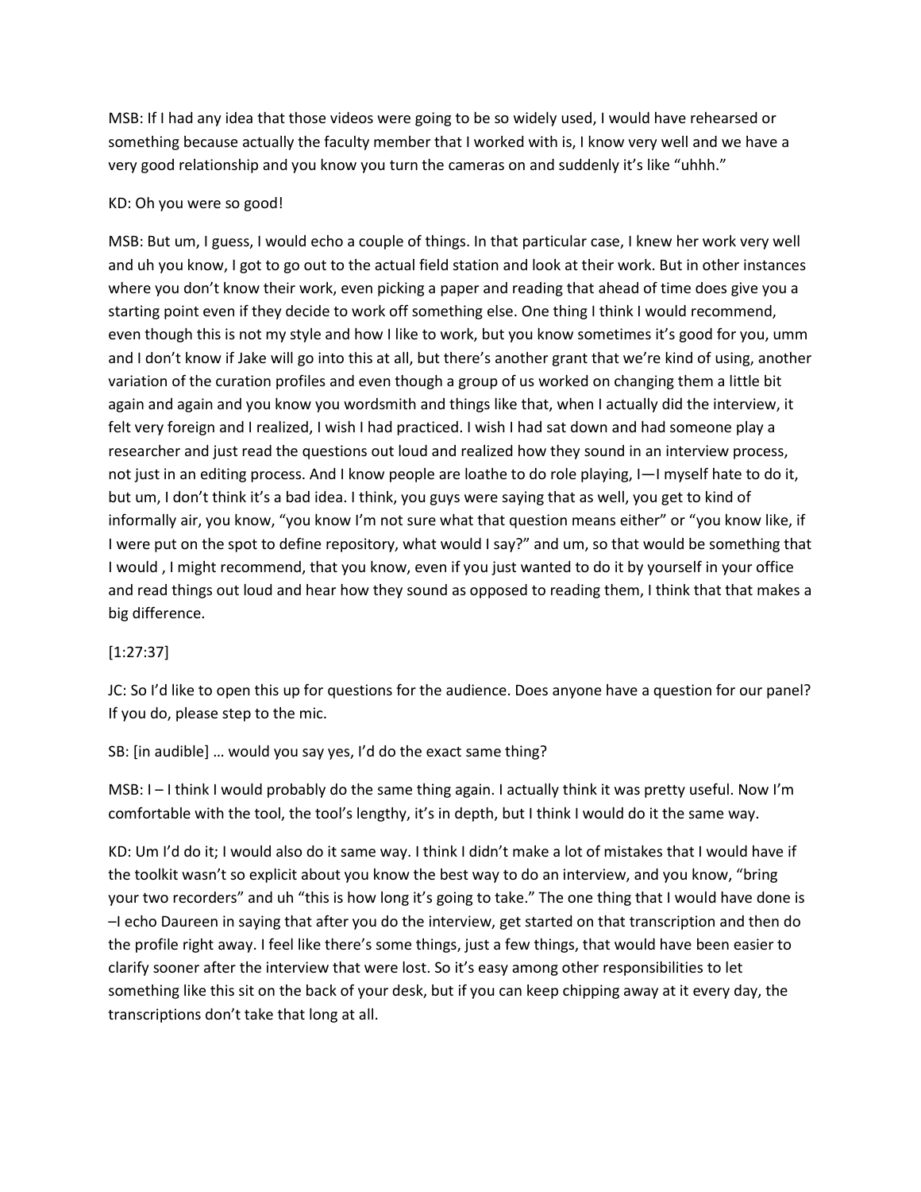MSB: If I had any idea that those videos were going to be so widely used, I would have rehearsed or something because actually the faculty member that I worked with is, I know very well and we have a very good relationship and you know you turn the cameras on and suddenly it's like "uhhh."

KD: Oh you were so good!

MSB: But um, I guess, I would echo a couple of things. In that particular case, I knew her work very well and uh you know, I got to go out to the actual field station and look at their work. But in other instances where you don't know their work, even picking a paper and reading that ahead of time does give you a starting point even if they decide to work off something else. One thing I think I would recommend, even though this is not my style and how I like to work, but you know sometimes it's good for you, umm and I don't know if Jake will go into this at all, but there's another grant that we're kind of using, another variation of the curation profiles and even though a group of us worked on changing them a little bit again and again and you know you wordsmith and things like that, when I actually did the interview, it felt very foreign and I realized, I wish I had practiced. I wish I had sat down and had someone play a researcher and just read the questions out loud and realized how they sound in an interview process, not just in an editing process. And I know people are loathe to do role playing, I—I myself hate to do it, but um, I don't think it's a bad idea. I think, you guys were saying that as well, you get to kind of informally air, you know, "you know I'm not sure what that question means either" or "you know like, if I were put on the spot to define repository, what would I say?" and um, so that would be something that I would , I might recommend, that you know, even if you just wanted to do it by yourself in your office and read things out loud and hear how they sound as opposed to reading them, I think that that makes a big difference.

[1:27:37]

JC: So I'd like to open this up for questions for the audience. Does anyone have a question for our panel? If you do, please step to the mic.

SB: [in audible] … would you say yes, I'd do the exact same thing?

MSB: I – I think I would probably do the same thing again. I actually think it was pretty useful. Now I'm comfortable with the tool, the tool's lengthy, it's in depth, but I think I would do it the same way.

KD: Um I'd do it; I would also do it same way. I think I didn't make a lot of mistakes that I would have if the toolkit wasn't so explicit about you know the best way to do an interview, and you know, "bring your two recorders" and uh "this is how long it's going to take." The one thing that I would have done is –I echo Daureen in saying that after you do the interview, get started on that transcription and then do the profile right away. I feel like there's some things, just a few things, that would have been easier to clarify sooner after the interview that were lost. So it's easy among other responsibilities to let something like this sit on the back of your desk, but if you can keep chipping away at it every day, the transcriptions don't take that long at all.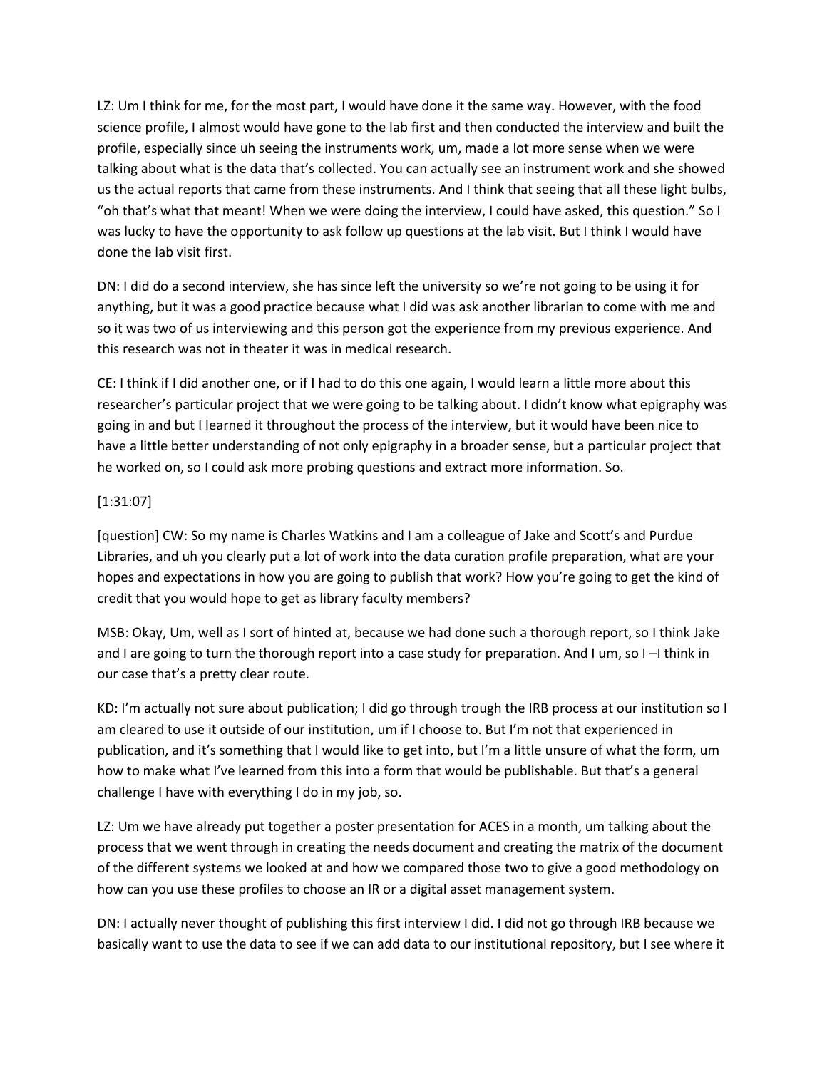LZ: Um I think for me, for the most part, I would have done it the same way. However, with the food science profile, I almost would have gone to the lab first and then conducted the interview and built the profile, especially since uh seeing the instruments work, um, made a lot more sense when we were talking about what is the data that's collected. You can actually see an instrument work and she showed us the actual reports that came from these instruments. And I think that seeing that all these light bulbs, "oh that's what that meant! When we were doing the interview, I could have asked, this question." So I was lucky to have the opportunity to ask follow up questions at the lab visit. But I think I would have done the lab visit first.

DN: I did do a second interview, she has since left the university so we're not going to be using it for anything, but it was a good practice because what I did was ask another librarian to come with me and so it was two of us interviewing and this person got the experience from my previous experience. And this research was not in theater it was in medical research.

CE: I think if I did another one, or if I had to do this one again, I would learn a little more about this researcher's particular project that we were going to be talking about. I didn't know what epigraphy was going in and but I learned it throughout the process of the interview, but it would have been nice to have a little better understanding of not only epigraphy in a broader sense, but a particular project that he worked on, so I could ask more probing questions and extract more information. So.

[1:31:07]

[question] CW: So my name is Charles Watkins and I am a colleague of Jake and Scott's and Purdue Libraries, and uh you clearly put a lot of work into the data curation profile preparation, what are your hopes and expectations in how you are going to publish that work? How you're going to get the kind of credit that you would hope to get as library faculty members?

MSB: Okay, Um, well as I sort of hinted at, because we had done such a thorough report, so I think Jake and I are going to turn the thorough report into a case study for preparation. And I um, so I –I think in our case that's a pretty clear route.

KD: I'm actually not sure about publication; I did go through trough the IRB process at our institution so I am cleared to use it outside of our institution, um if I choose to. But I'm not that experienced in publication, and it's something that I would like to get into, but I'm a little unsure of what the form, um how to make what I've learned from this into a form that would be publishable. But that's a general challenge I have with everything I do in my job, so.

LZ: Um we have already put together a poster presentation for ACES in a month, um talking about the process that we went through in creating the needs document and creating the matrix of the document of the different systems we looked at and how we compared those two to give a good methodology on how can you use these profiles to choose an IR or a digital asset management system.

DN: I actually never thought of publishing this first interview I did. I did not go through IRB because we basically want to use the data to see if we can add data to our institutional repository, but I see where it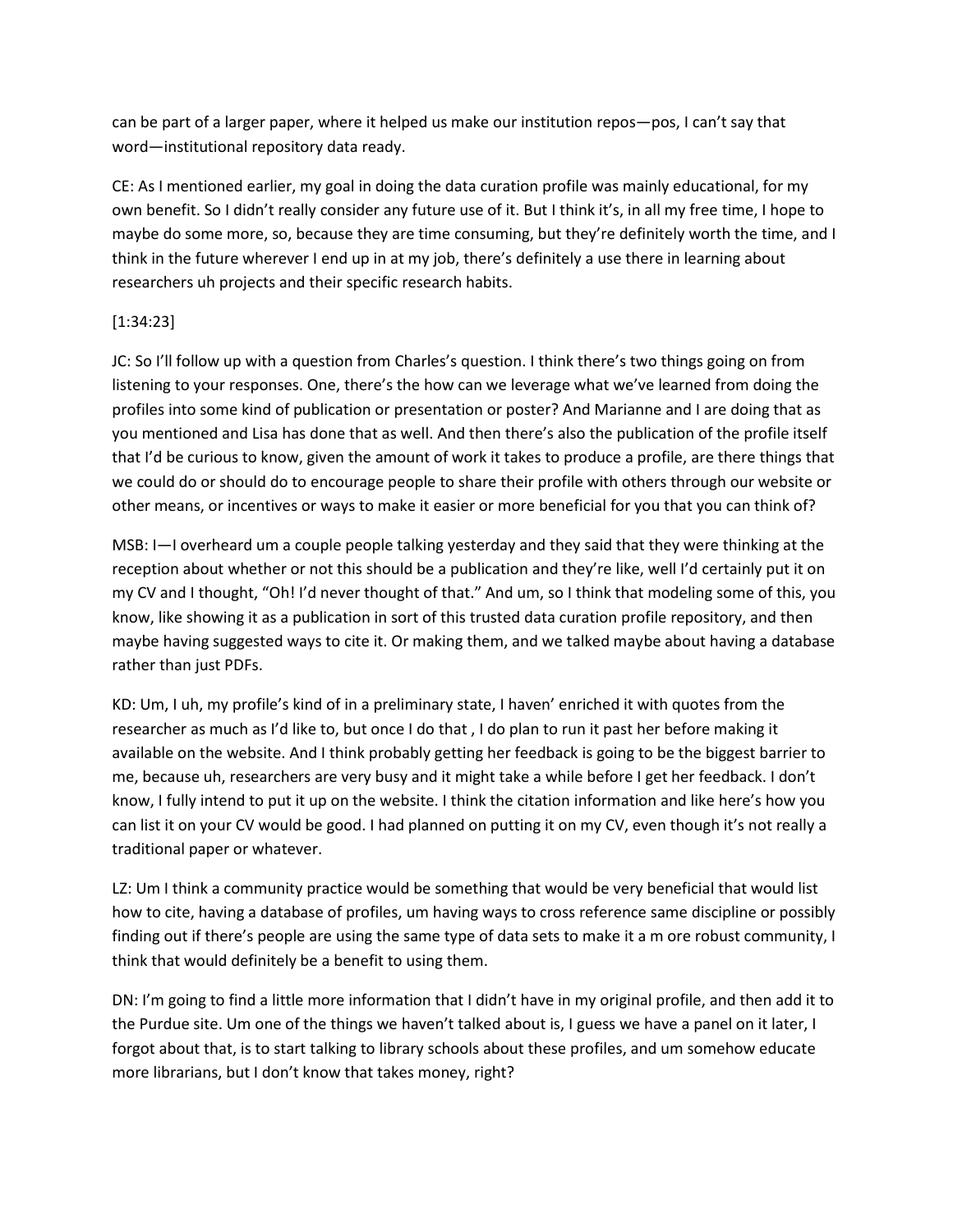can be part of a larger paper, where it helped us make our institution repos—pos, I can't say that word—institutional repository data ready.

CE: As I mentioned earlier, my goal in doing the data curation profile was mainly educational, for my own benefit. So I didn't really consider any future use of it. But I think it's, in all my free time, I hope to maybe do some more, so, because they are time consuming, but they're definitely worth the time, and I think in the future wherever I end up in at my job, there's definitely a use there in learning about researchers uh projects and their specific research habits.

[1:34:23]

JC: So I'll follow up with a question from Charles's question. I think there's two things going on from listening to your responses. One, there's the how can we leverage what we've learned from doing the profiles into some kind of publication or presentation or poster? And Marianne and I are doing that as you mentioned and Lisa has done that as well. And then there's also the publication of the profile itself that I'd be curious to know, given the amount of work it takes to produce a profile, are there things that we could do or should do to encourage people to share their profile with others through our website or other means, or incentives or ways to make it easier or more beneficial for you that you can think of?

MSB: I—I overheard um a couple people talking yesterday and they said that they were thinking at the reception about whether or not this should be a publication and they're like, well I'd certainly put it on my CV and I thought, "Oh! I'd never thought of that." And um, so I think that modeling some of this, you know, like showing it as a publication in sort of this trusted data curation profile repository, and then maybe having suggested ways to cite it. Or making them, and we talked maybe about having a database rather than just PDFs.

KD: Um, I uh, my profile's kind of in a preliminary state, I haven' enriched it with quotes from the researcher as much as I'd like to, but once I do that , I do plan to run it past her before making it available on the website. And I think probably getting her feedback is going to be the biggest barrier to me, because uh, researchers are very busy and it might take a while before I get her feedback. I don't know, I fully intend to put it up on the website. I think the citation information and like here's how you can list it on your CV would be good. I had planned on putting it on my CV, even though it's not really a traditional paper or whatever.

LZ: Um I think a community practice would be something that would be very beneficial that would list how to cite, having a database of profiles, um having ways to cross reference same discipline or possibly finding out if there's people are using the same type of data sets to make it a m ore robust community, I think that would definitely be a benefit to using them.

DN: I'm going to find a little more information that I didn't have in my original profile, and then add it to the Purdue site. Um one of the things we haven't talked about is, I guess we have a panel on it later, I forgot about that, is to start talking to library schools about these profiles, and um somehow educate more librarians, but I don't know that takes money, right?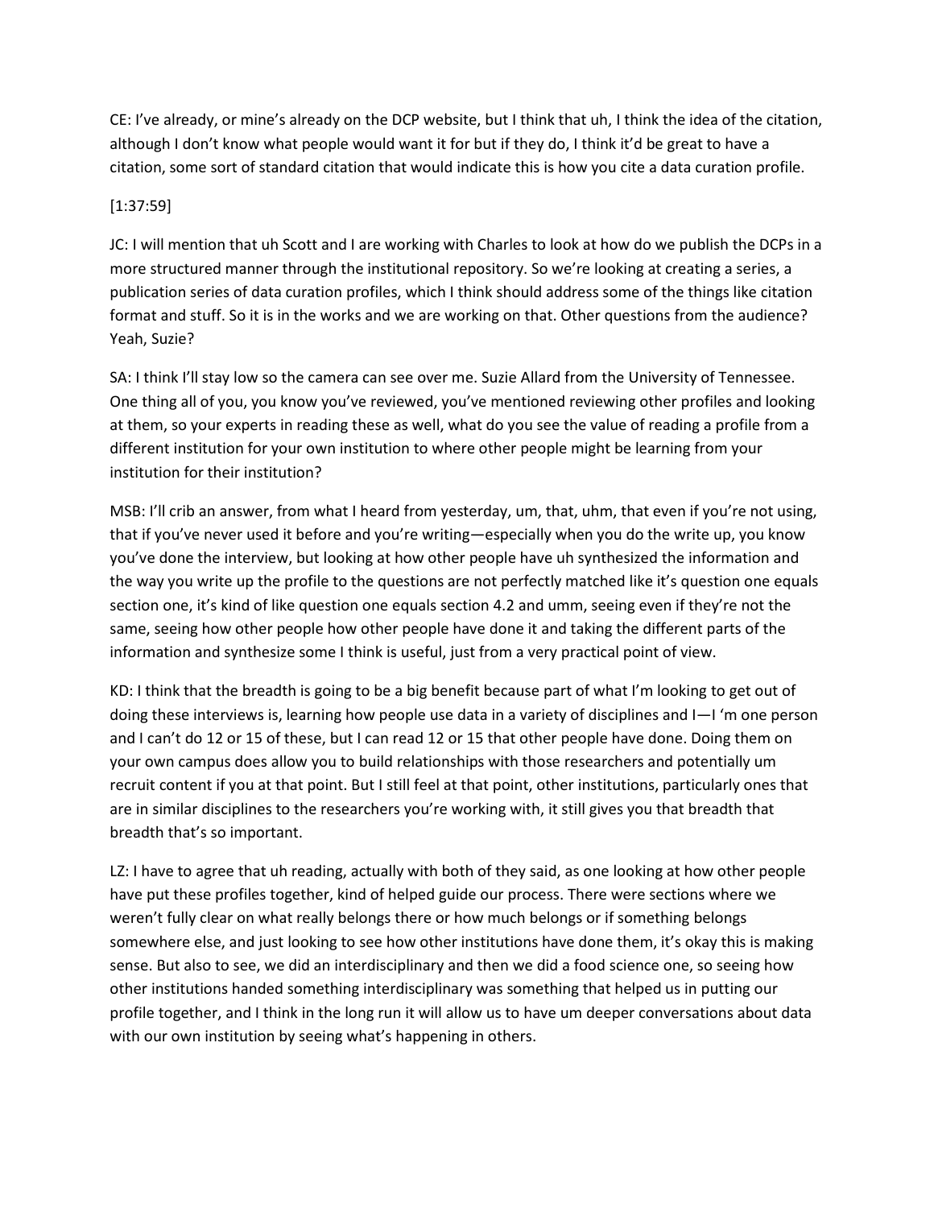CE: I've already, or mine's already on the DCP website, but I think that uh, I think the idea of the citation, although I don't know what people would want it for but if they do, I think it'd be great to have a citation, some sort of standard citation that would indicate this is how you cite a data curation profile.

[1:37:59]

JC: I will mention that uh Scott and I are working with Charles to look at how do we publish the DCPs in a more structured manner through the institutional repository. So we're looking at creating a series, a publication series of data curation profiles, which I think should address some of the things like citation format and stuff. So it is in the works and we are working on that. Other questions from the audience? Yeah, Suzie?

SA: I think I'll stay low so the camera can see over me. Suzie Allard from the University of Tennessee. One thing all of you, you know you've reviewed, you've mentioned reviewing other profiles and looking at them, so your experts in reading these as well, what do you see the value of reading a profile from a different institution for your own institution to where other people might be learning from your institution for their institution?

MSB: I'll crib an answer, from what I heard from yesterday, um, that, uhm, that even if you're not using, that if you've never used it before and you're writing—especially when you do the write up, you know you've done the interview, but looking at how other people have uh synthesized the information and the way you write up the profile to the questions are not perfectly matched like it's question one equals section one, it's kind of like question one equals section 4.2 and umm, seeing even if they're not the same, seeing how other people how other people have done it and taking the different parts of the information and synthesize some I think is useful, just from a very practical point of view.

KD: I think that the breadth is going to be a big benefit because part of what I'm looking to get out of doing these interviews is, learning how people use data in a variety of disciplines and I—I 'm one person and I can't do 12 or 15 of these, but I can read 12 or 15 that other people have done. Doing them on your own campus does allow you to build relationships with those researchers and potentially um recruit content if you at that point. But I still feel at that point, other institutions, particularly ones that are in similar disciplines to the researchers you're working with, it still gives you that breadth that breadth that's so important.

LZ: I have to agree that uh reading, actually with both of they said, as one looking at how other people have put these profiles together, kind of helped guide our process. There were sections where we weren't fully clear on what really belongs there or how much belongs or if something belongs somewhere else, and just looking to see how other institutions have done them, it's okay this is making sense. But also to see, we did an interdisciplinary and then we did a food science one, so seeing how other institutions handed something interdisciplinary was something that helped us in putting our profile together, and I think in the long run it will allow us to have um deeper conversations about data with our own institution by seeing what's happening in others.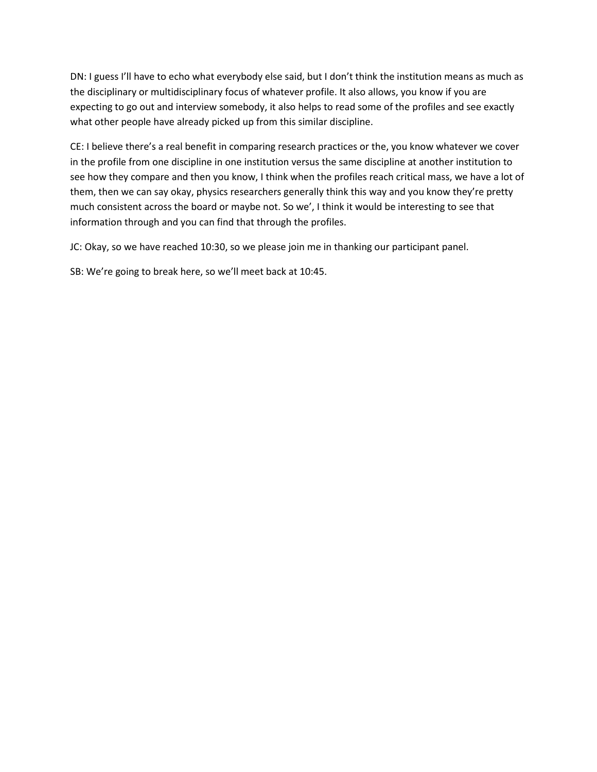DN: I guess I'll have to echo what everybody else said, but I don't think the institution means as much as the disciplinary or multidisciplinary focus of whatever profile. It also allows, you know if you are expecting to go out and interview somebody, it also helps to read some of the profiles and see exactly what other people have already picked up from this similar discipline.

CE: I believe there's a real benefit in comparing research practices or the, you know whatever we cover in the profile from one discipline in one institution versus the same discipline at another institution to see how they compare and then you know, I think when the profiles reach critical mass, we have a lot of them, then we can say okay, physics researchers generally think this way and you know they're pretty much consistent across the board or maybe not. So we', I think it would be interesting to see that information through and you can find that through the profiles.

JC: Okay, so we have reached 10:30, so we please join me in thanking our participant panel.

SB: We're going to break here, so we'll meet back at 10:45.